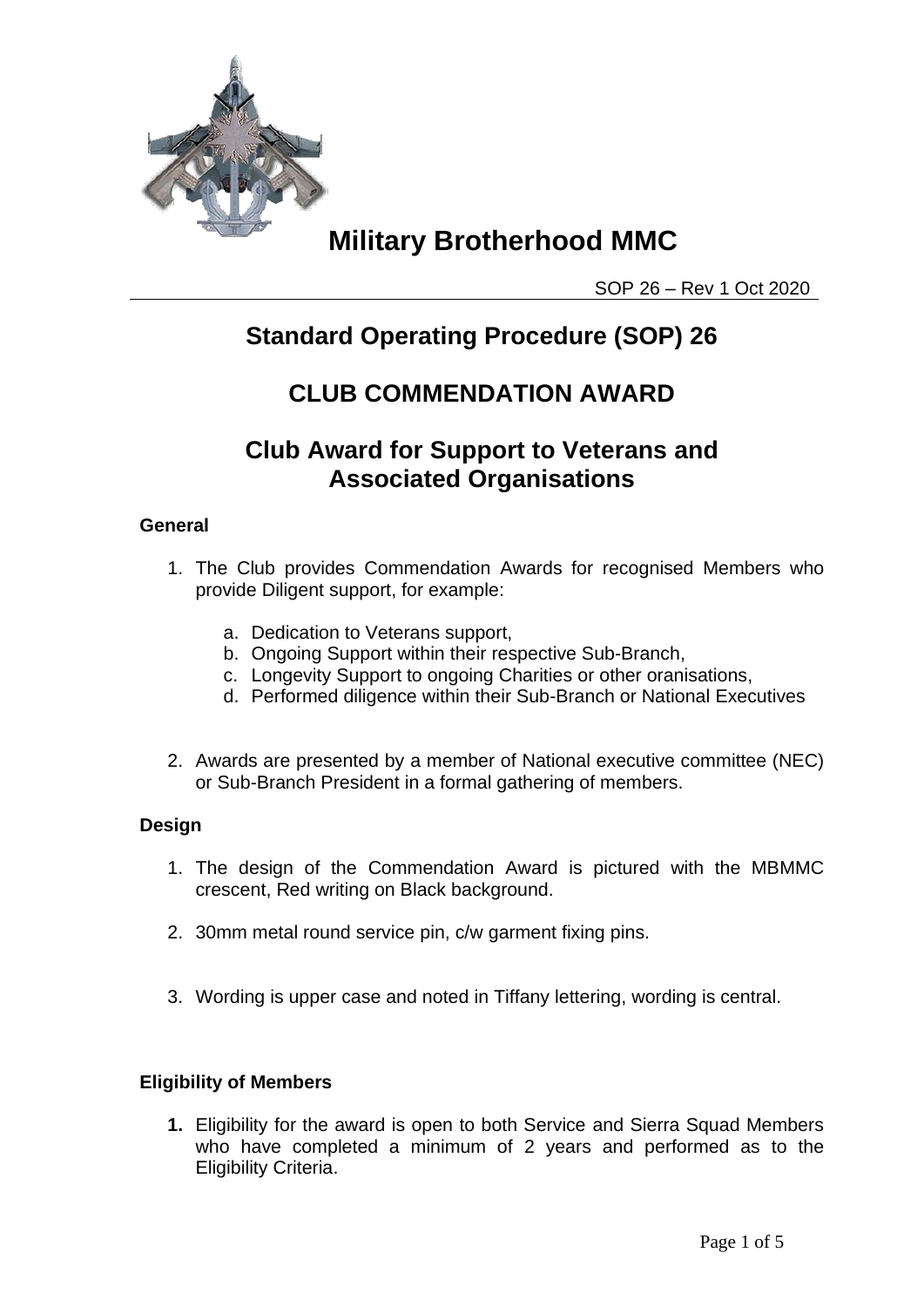# Military Brotherhood MMC

SOP 26 – Rev 1 Oct 2020

## Standard Operating Procedure (SOP) 26

## CLUB COMMENDATION AWARD

## Club Award for Support to Veterans and Associated Organisations

### General

1. The Club provides Commendation Awards for recognised Members who provide Diligent support, for example:

   a. Dedication to Veterans support,
   b. Ongoing Support within their respective Sub-Branch,
   c. Longevity Support to ongoing Charities or other oranisations,
   d. Performed diligence within their Sub-Branch or National Executives

2. Awards are presented by a member of National executive committee (NEC) or Sub-Branch President in a formal gathering of members.

### Design

1. The design of the Commendation Award is pictured with the MBMMC crescent, Red writing on Black background.

2. 30mm metal round service pin, c/w garment fixing pins.

3. Wording is upper case and noted in Tiffany lettering, wording is central.

### Eligibility of Members

**1.** Eligibility for the award is open to both Service and Sierra Squad Members who have completed a minimum of 2 years and performed as to the Eligibility Criteria.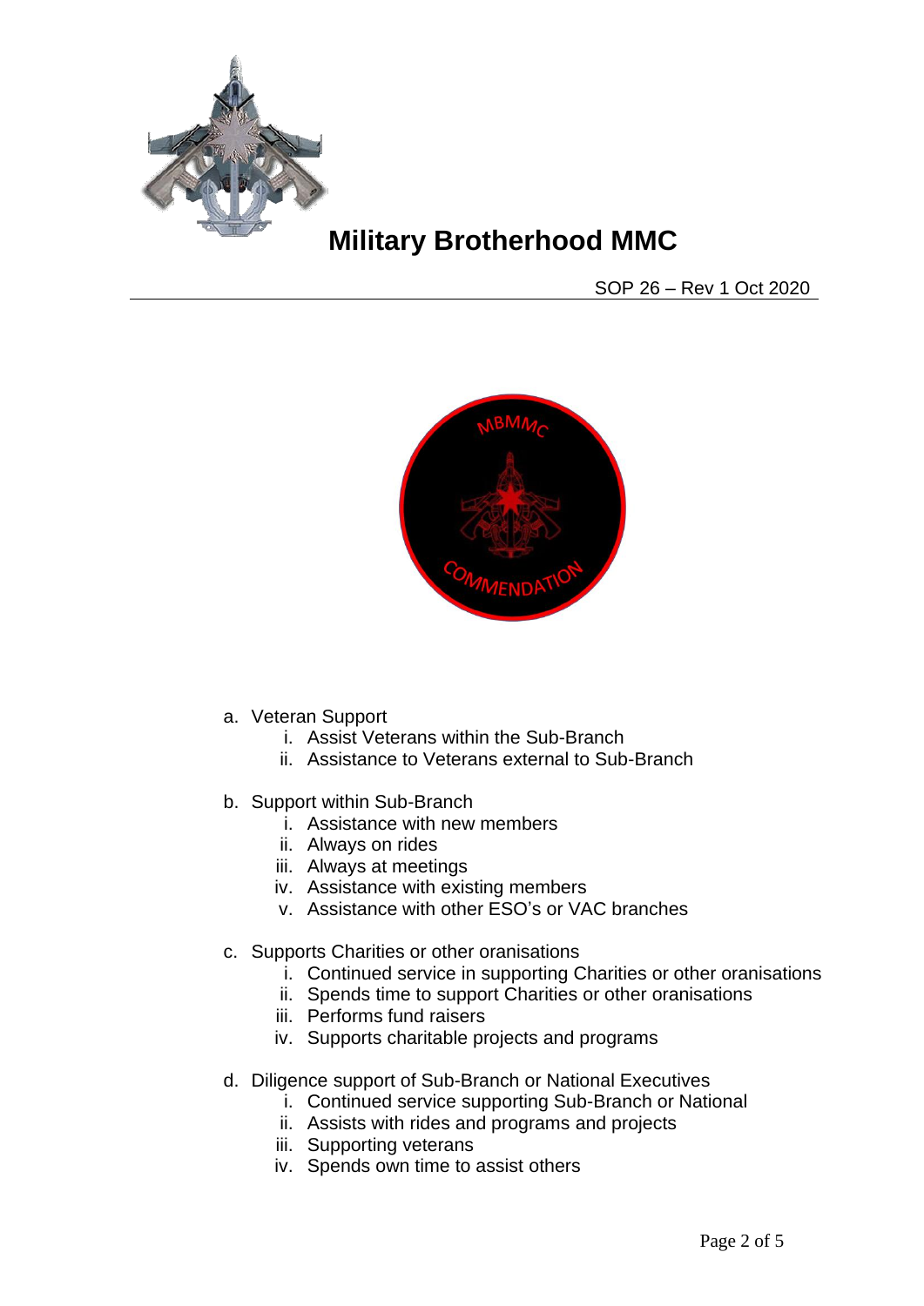a. Veteran Support
    i. Assist Veterans within the Sub-Branch
    ii. Assistance to Veterans external to Sub-Branch

b. Support within Sub-Branch
    i. Assistance with new members
    ii. Always on rides
    iii. Always at meetings
    iv. Assistance with existing members
    v. Assistance with other ESO's or VAC branches

c. Supports Charities or other oranisations
    i. Continued service in supporting Charities or other oranisations
    ii. Spends time to support Charities or other oranisations
    iii. Performs fund raisers
    iv. Supports charitable projects and programs

d. Diligence support of Sub-Branch or National Executives
    i. Continued service supporting Sub-Branch or National
    ii. Assists with rides and programs and projects
    iii. Supporting veterans
    iv. Spends own time to assist others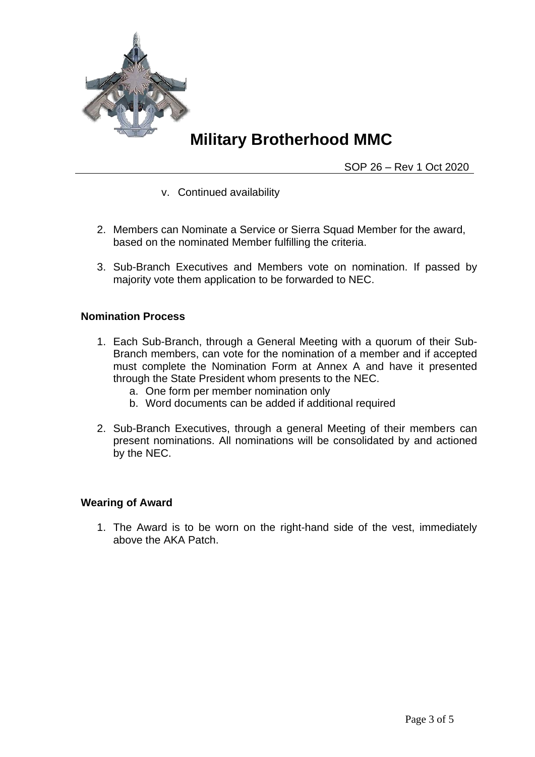v. Continued availability

2. Members can Nominate a Service or Sierra Squad Member for the award, based on the nominated Member fulfilling the criteria.

3. Sub-Branch Executives and Members vote on nomination. If passed by majority vote them application to be forwarded to NEC.

**Nomination Process**

1. Each Sub-Branch, through a General Meeting with a quorum of their Sub-Branch members, can vote for the nomination of a member and if accepted must complete the Nomination Form at Annex A and have it presented through the State President whom presents to the NEC.
   a. One form per member nomination only
   b. Word documents can be added if additional required

2. Sub-Branch Executives, through a general Meeting of their members can present nominations. All nominations will be consolidated by and actioned by the NEC.

**Wearing of Award**

1. The Award is to be worn on the right-hand side of the vest, immediately above the AKA Patch.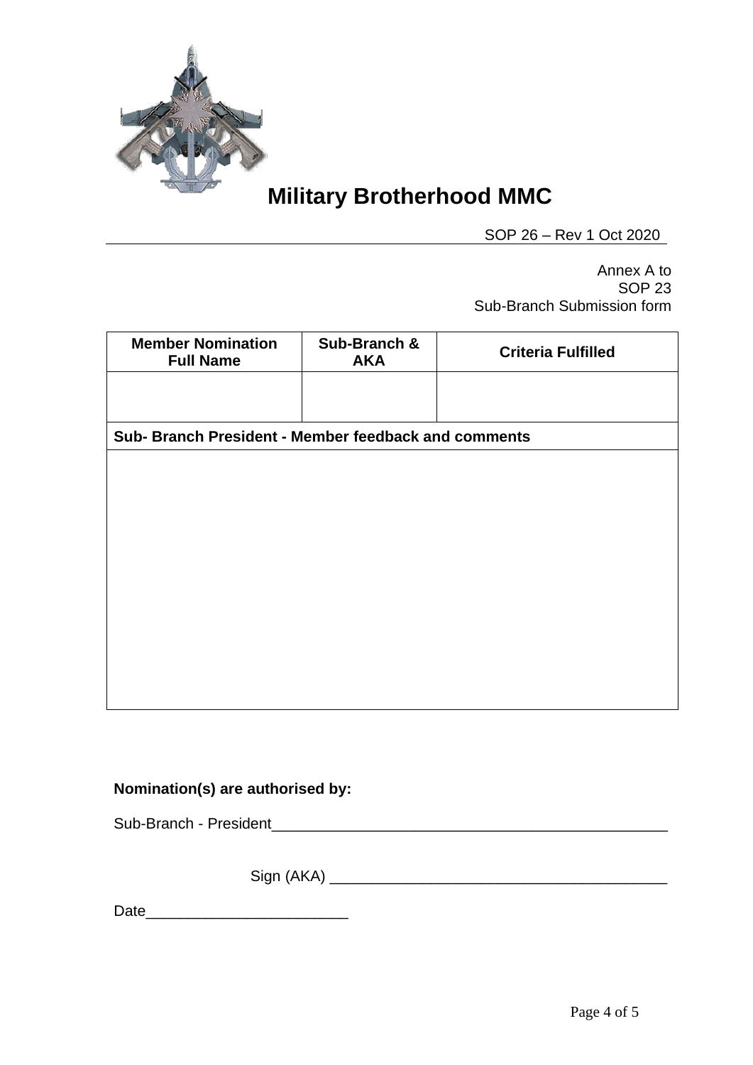# Military Brotherhood MMC

SOP 26 – Rev 1 Oct 2020

Annex A to
SOP 23
Sub-Branch Submission form

| Member Nomination Full Name | Sub-Branch & AKA | Criteria Fulfilled |
| --- | --- | --- |
| | | |
| **Sub- Branch President - Member feedback and comments** | | |
| | | |

**Nomination(s) are authorised by:**

Sub-Branch - President_________________________________________________

Sign (AKA) _________________________________________

Date_________________________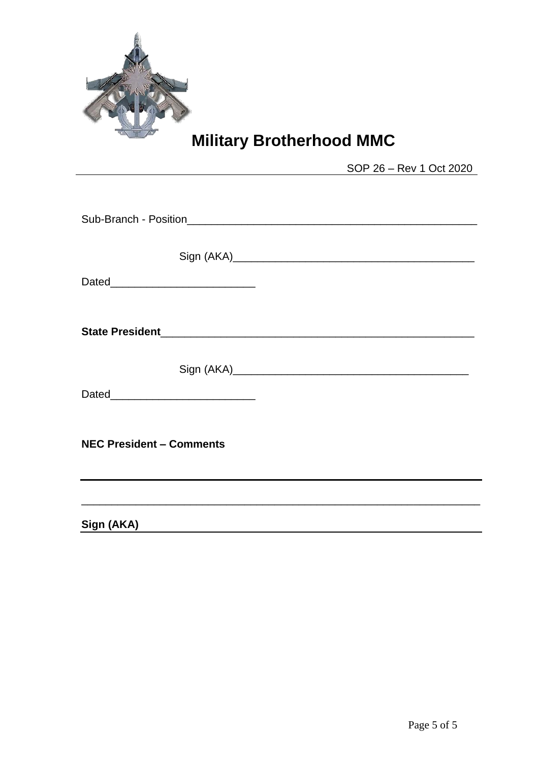# Military Brotherhood MMC

SOP 26 – Rev 1 Oct 2020

Sub-Branch - Position_______________________________________________

Sign (AKA)_________________________________________

Dated_________________________

**State President**_______________________________________________________

Sign (AKA)_________________________________________

Dated_________________________

**NEC President – Comments**

_________________________________________________________________

_________________________________________________________________

**Sign (AKA)** _______________________________________________________